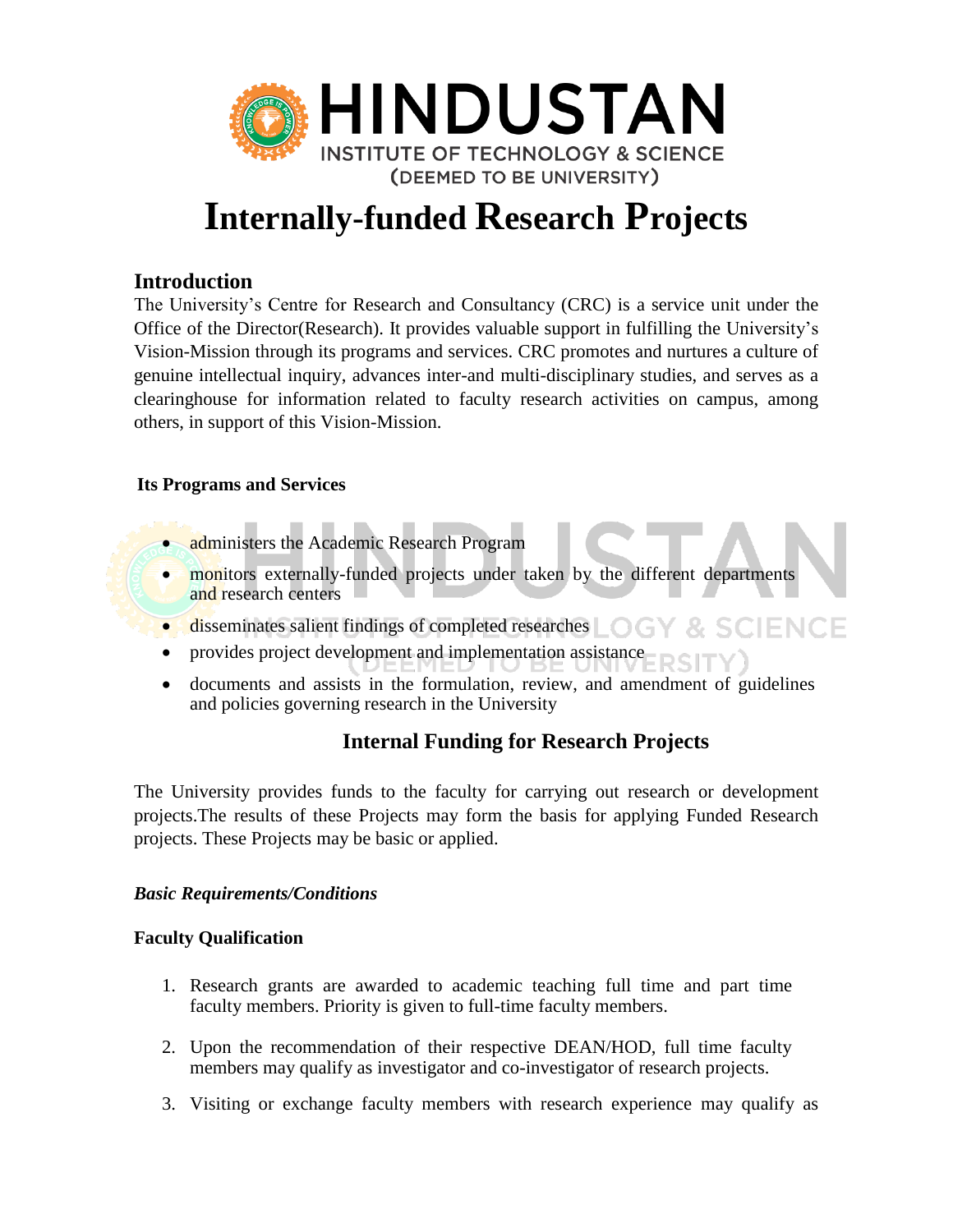# Internally-funded Research Projects

## Introduction

The University's Centre for Research and Consultancy (CRC) is a service unit under the Office of the Director(Research). It provides valuable support in fulfilling the University's Vision-Mission through its programs and services. CRC promotes and nurtures a culture of genuine intellectual inquiry, advances inter-and multi-disciplinary studies, and serves as a clearinghouse for information related to faculty research activities on campus, among others, in support of this Vision-Mission.

**Its Programs and Services**

- administers the Academic Research Program
- monitors externally-funded projects under taken by the different departments and research centers
- disseminates salient findings of completed researches
- provides project development and implementation assistance
- documents and assists in the formulation, review, and amendment of guidelines and policies governing research in the University

## Internal Funding for Research Projects

The University provides funds to the faculty for carrying out research or development projects.The results of these Projects may form the basis for applying Funded Research projects. These Projects may be basic or applied.

***Basic Requirements/Conditions***

**Faculty Qualification**

1. Research grants are awarded to academic teaching full time and part time faculty members. Priority is given to full-time faculty members.
2. Upon the recommendation of their respective DEAN/HOD, full time faculty members may qualify as investigator and co-investigator of research projects.
3. Visiting or exchange faculty members with research experience may qualify as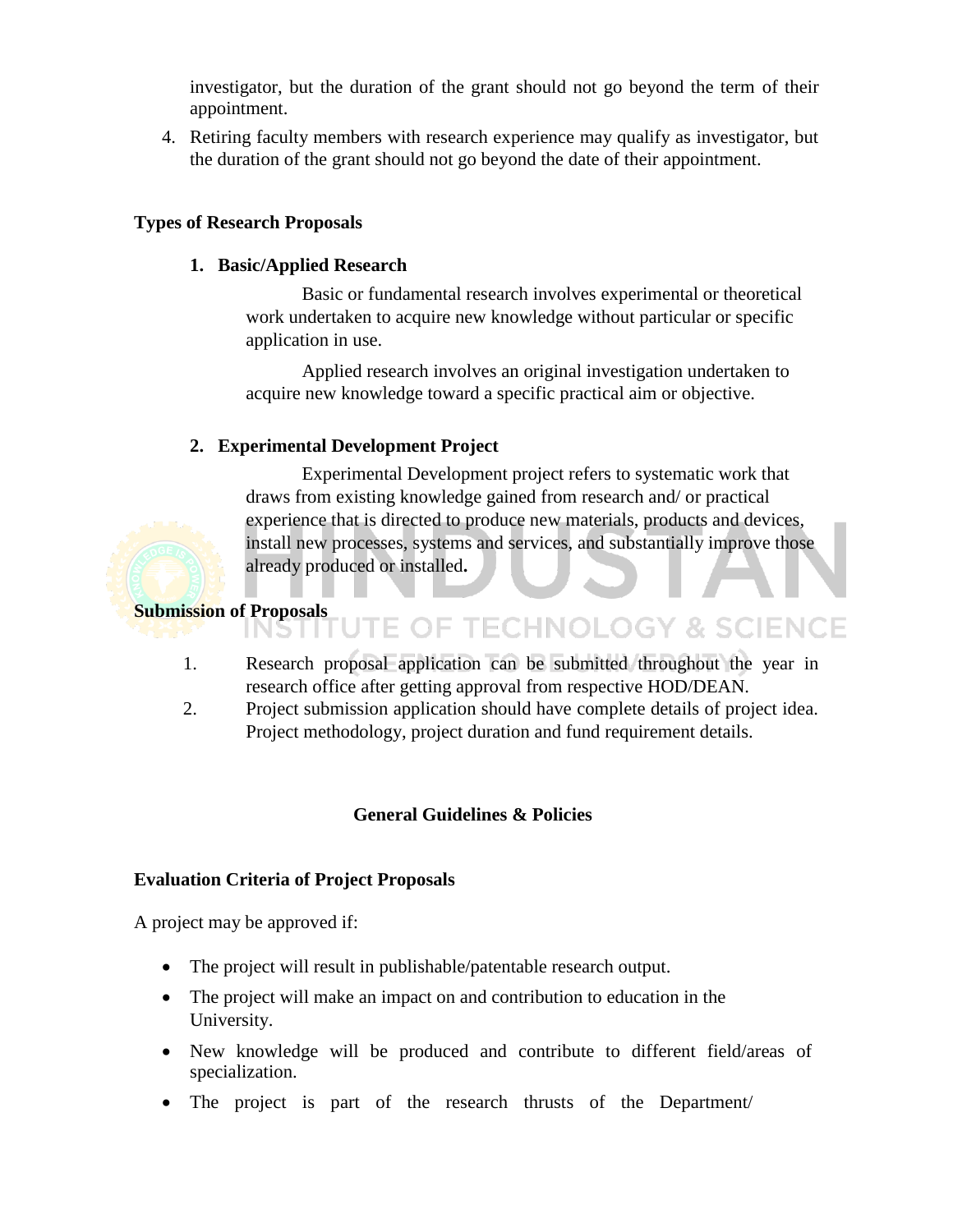investigator, but the duration of the grant should not go beyond the term of their appointment.

4. Retiring faculty members with research experience may qualify as investigator, but the duration of the grant should not go beyond the date of their appointment.

**Types of Research Proposals**

1. **Basic/Applied Research**

   Basic or fundamental research involves experimental or theoretical work undertaken to acquire new knowledge without particular or specific application in use.

   Applied research involves an original investigation undertaken to acquire new knowledge toward a specific practical aim or objective.

2. **Experimental Development Project**

   Experimental Development project refers to systematic work that draws from existing knowledge gained from research and/ or practical experience that is directed to produce new materials, products and devices, install new processes, systems and services, and substantially improve those already produced or installed**.**

**Submission of Proposals**

1. Research proposal application can be submitted throughout the year in research office after getting approval from respective HOD/DEAN.
2. Project submission application should have complete details of project idea. Project methodology, project duration and fund requirement details.

## General Guidelines & Policies

**Evaluation Criteria of Project Proposals**

A project may be approved if:

- The project will result in publishable/patentable research output.
- The project will make an impact on and contribution to education in the University.
- New knowledge will be produced and contribute to different field/areas of specialization.
- The project is part of the research thrusts of the Department/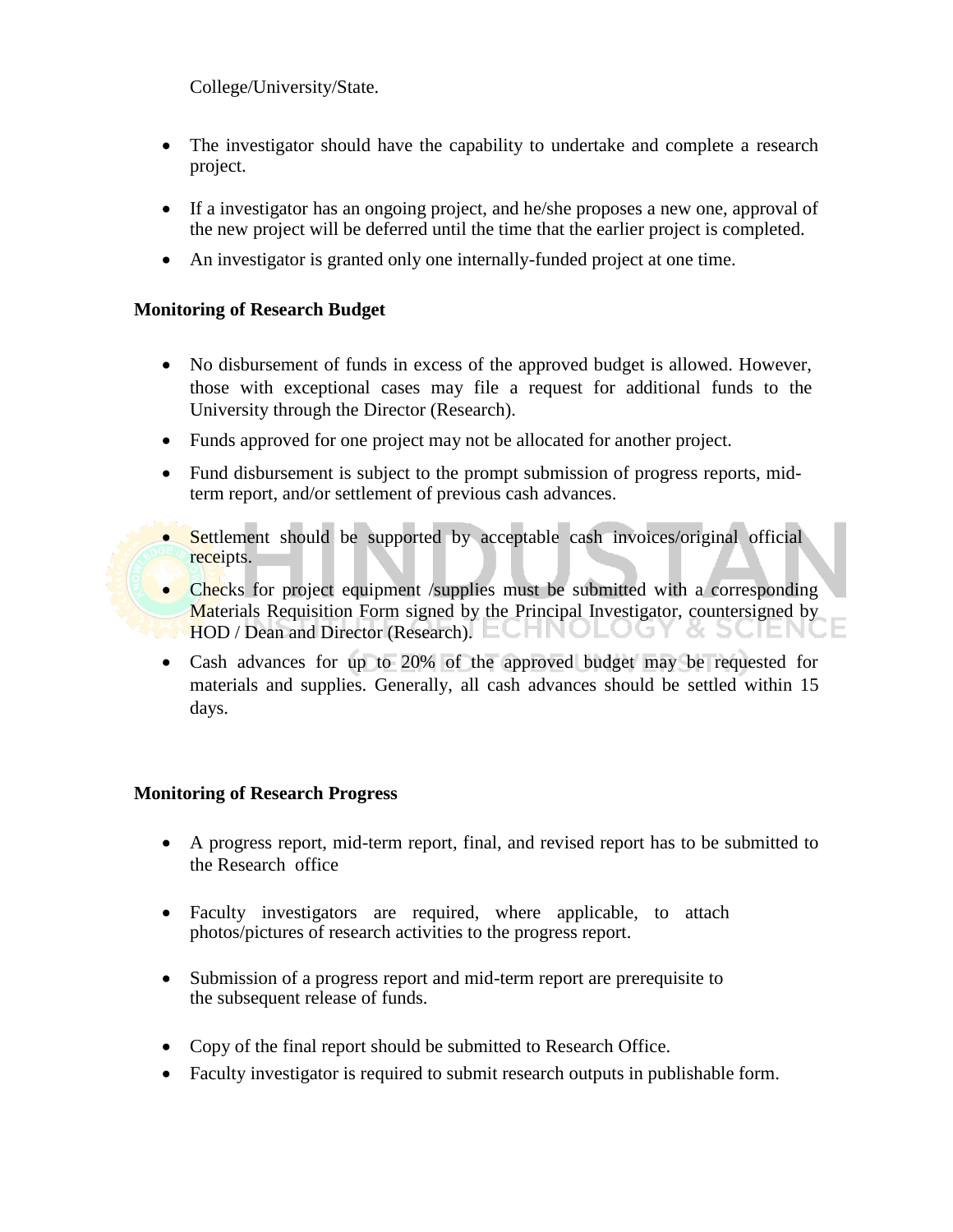College/University/State.

- The investigator should have the capability to undertake and complete a research project.
- If a investigator has an ongoing project, and he/she proposes a new one, approval of the new project will be deferred until the time that the earlier project is completed.
- An investigator is granted only one internally-funded project at one time.

**Monitoring of Research Budget**

- No disbursement of funds in excess of the approved budget is allowed. However, those with exceptional cases may file a request for additional funds to the University through the Director (Research).
- Funds approved for one project may not be allocated for another project.
- Fund disbursement is subject to the prompt submission of progress reports, mid-term report, and/or settlement of previous cash advances.
- Settlement should be supported by acceptable cash invoices/original official receipts.
- Checks for project equipment /supplies must be submitted with a corresponding Materials Requisition Form signed by the Principal Investigator, countersigned by HOD / Dean and Director (Research).
- Cash advances for up to 20% of the approved budget may be requested for materials and supplies. Generally, all cash advances should be settled within 15 days.

**Monitoring of Research Progress**

- A progress report, mid-term report, final, and revised report has to be submitted to the Research office
- Faculty investigators are required, where applicable, to attach photos/pictures of research activities to the progress report.
- Submission of a progress report and mid-term report are prerequisite to the subsequent release of funds.
- Copy of the final report should be submitted to Research Office.
- Faculty investigator is required to submit research outputs in publishable form.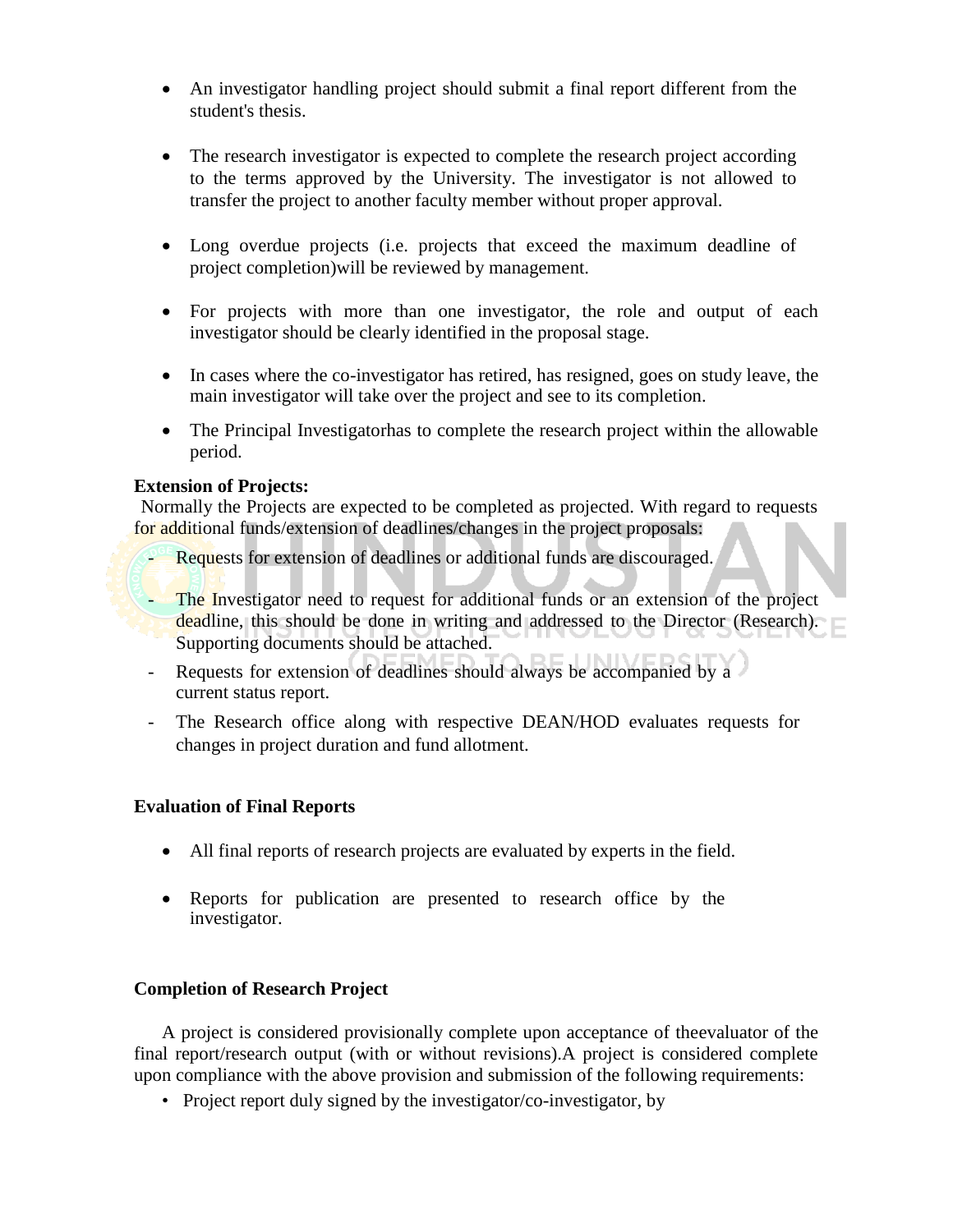- An investigator handling project should submit a final report different from the student's thesis.

- The research investigator is expected to complete the research project according to the terms approved by the University. The investigator is not allowed to transfer the project to another faculty member without proper approval.

- Long overdue projects (i.e. projects that exceed the maximum deadline of project completion)will be reviewed by management.

- For projects with more than one investigator, the role and output of each investigator should be clearly identified in the proposal stage.

- In cases where the co-investigator has retired, has resigned, goes on study leave, the main investigator will take over the project and see to its completion.

- The Principal Investigatorhas to complete the research project within the allowable period.

**Extension of Projects:**

Normally the Projects are expected to be completed as projected. With regard to requests for additional funds/extension of deadlines/changes in the project proposals:

- Requests for extension of deadlines or additional funds are discouraged.
- The Investigator need to request for additional funds or an extension of the project deadline, this should be done in writing and addressed to the Director (Research). Supporting documents should be attached.
- Requests for extension of deadlines should always be accompanied by a current status report.
- The Research office along with respective DEAN/HOD evaluates requests for changes in project duration and fund allotment.

**Evaluation of Final Reports**

- All final reports of research projects are evaluated by experts in the field.

- Reports for publication are presented to research office by the investigator.

**Completion of Research Project**

A project is considered provisionally complete upon acceptance of theevaluator of the final report/research output (with or without revisions).A project is considered complete upon compliance with the above provision and submission of the following requirements:

- Project report duly signed by the investigator/co-investigator, by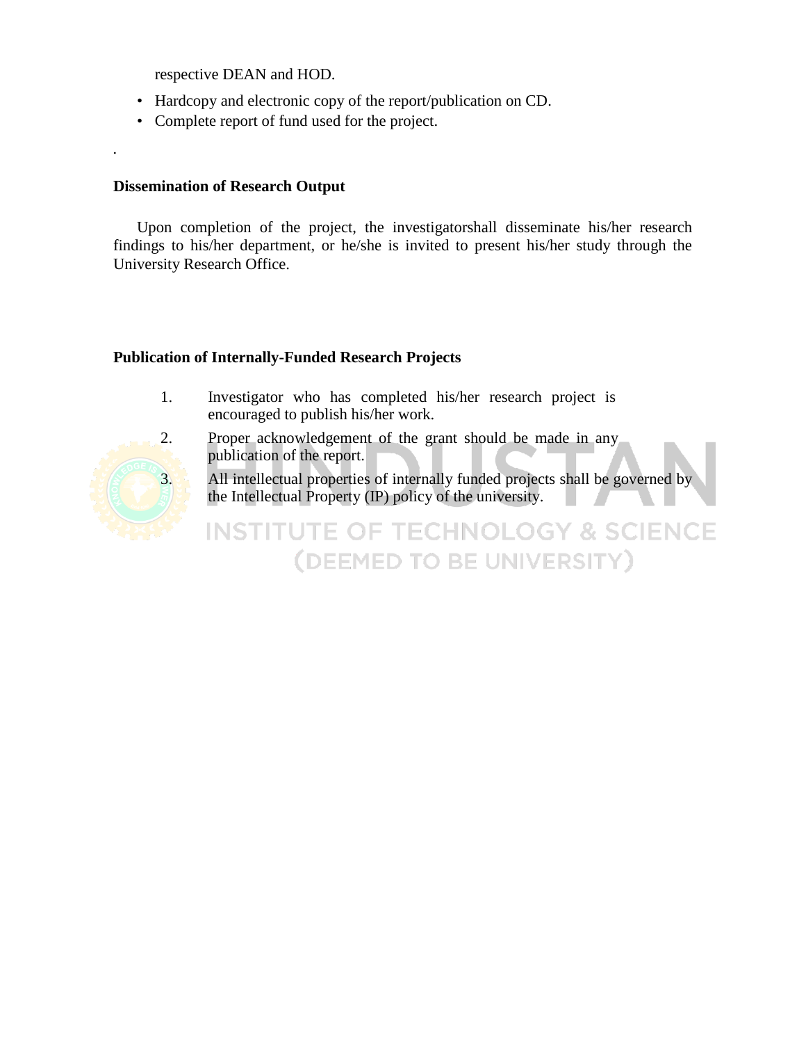respective DEAN and HOD.

- Hardcopy and electronic copy of the report/publication on CD.
- Complete report of fund used for the project.

.

**Dissemination of Research Output**

Upon completion of the project, the investigatorshall disseminate his/her research findings to his/her department, or he/she is invited to present his/her study through the University Research Office.

**Publication of Internally-Funded Research Projects**

1. Investigator who has completed his/her research project is encouraged to publish his/her work.
2. Proper acknowledgement of the grant should be made in any publication of the report.
3. All intellectual properties of internally funded projects shall be governed by the Intellectual Property (IP) policy of the university.